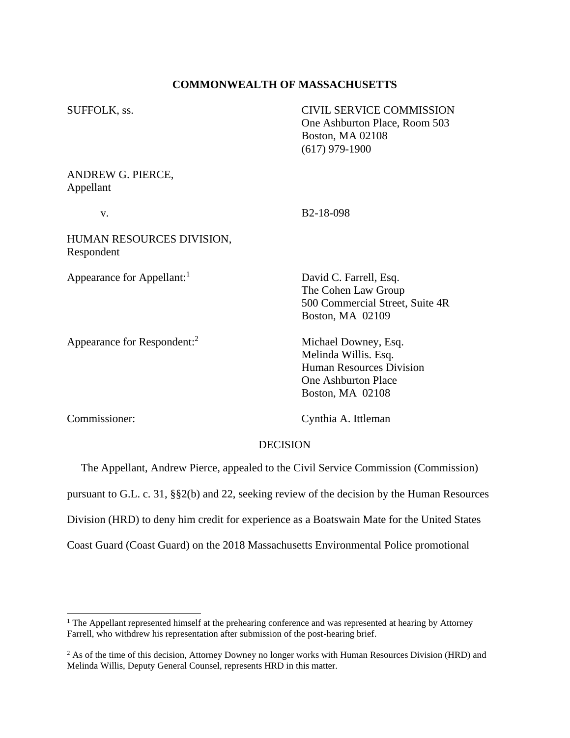**COMMONWEALTH OF MASSACHUSETTS**

SUFFOLK, ss.

CIVIL SERVICE COMMISSION
One Ashburton Place, Room 503
Boston, MA 02108
(617) 979-1900

ANDREW G. PIERCE,
Appellant

v.

B2-18-098

HUMAN RESOURCES DIVISION,
Respondent

Appearance for Appellant:[1]

David C. Farrell, Esq.
The Cohen Law Group
500 Commercial Street, Suite 4R
Boston, MA 02109

Appearance for Respondent:[2]

Michael Downey, Esq.
Melinda Willis. Esq.
Human Resources Division
One Ashburton Place
Boston, MA 02108

Commissioner:

Cynthia A. Ittleman

DECISION

The Appellant, Andrew Pierce, appealed to the Civil Service Commission (Commission) pursuant to G.L. c. 31, §§2(b) and 22, seeking review of the decision by the Human Resources Division (HRD) to deny him credit for experience as a Boatswain Mate for the United States Coast Guard (Coast Guard) on the 2018 Massachusetts Environmental Police promotional

---

[1] The Appellant represented himself at the prehearing conference and was represented at hearing by Attorney Farrell, who withdrew his representation after submission of the post-hearing brief.

[2] As of the time of this decision, Attorney Downey no longer works with Human Resources Division (HRD) and Melinda Willis, Deputy General Counsel, represents HRD in this matter.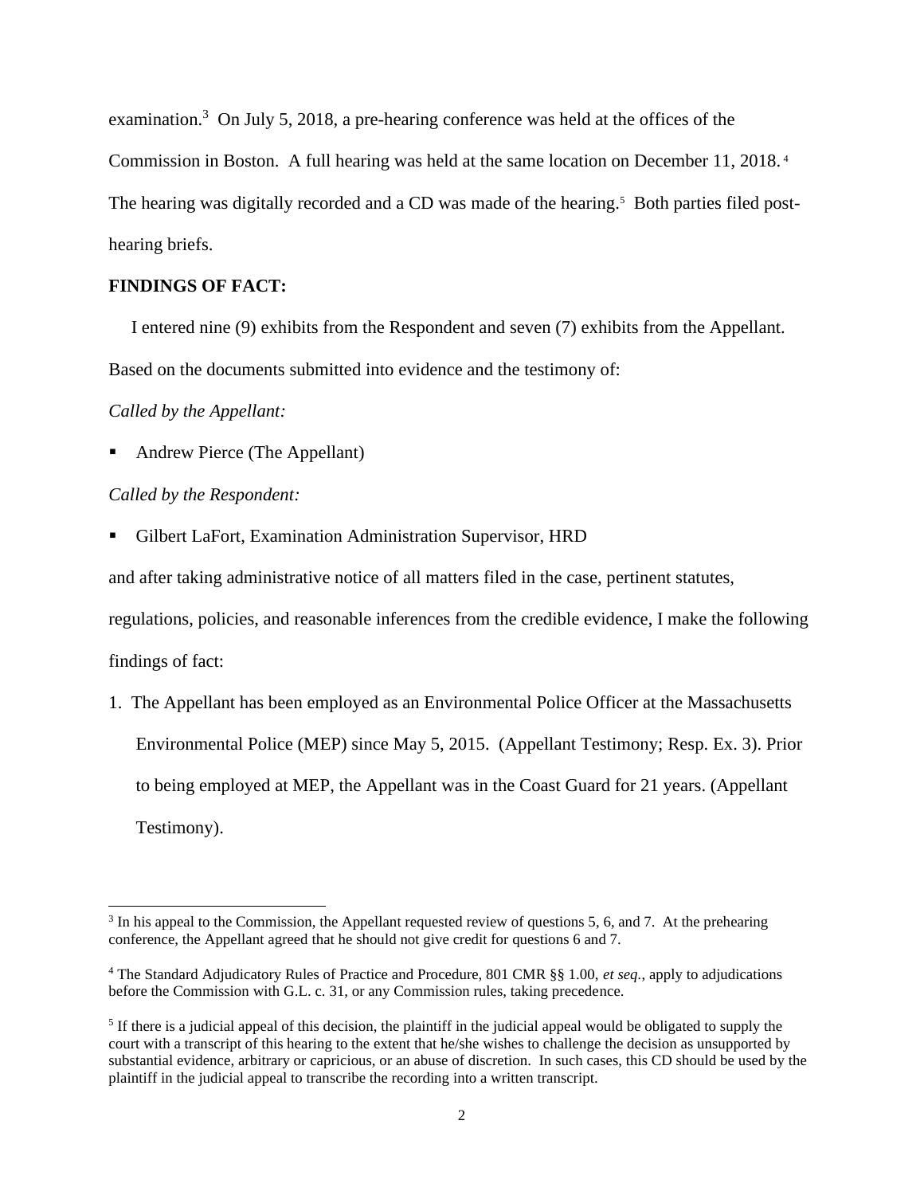examination.[3] On July 5, 2018, a pre-hearing conference was held at the offices of the Commission in Boston. A full hearing was held at the same location on December 11, 2018.[4] The hearing was digitally recorded and a CD was made of the hearing.[5] Both parties filed post-hearing briefs.

**FINDINGS OF FACT:**

I entered nine (9) exhibits from the Respondent and seven (7) exhibits from the Appellant. Based on the documents submitted into evidence and the testimony of:

*Called by the Appellant:*

- Andrew Pierce (The Appellant)

*Called by the Respondent:*

- Gilbert LaFort, Examination Administration Supervisor, HRD

and after taking administrative notice of all matters filed in the case, pertinent statutes, regulations, policies, and reasonable inferences from the credible evidence, I make the following findings of fact:

1. The Appellant has been employed as an Environmental Police Officer at the Massachusetts Environmental Police (MEP) since May 5, 2015. (Appellant Testimony; Resp. Ex. 3). Prior to being employed at MEP, the Appellant was in the Coast Guard for 21 years. (Appellant Testimony).

---

[3] In his appeal to the Commission, the Appellant requested review of questions 5, 6, and 7. At the prehearing conference, the Appellant agreed that he should not give credit for questions 6 and 7.

[4] The Standard Adjudicatory Rules of Practice and Procedure, 801 CMR §§ 1.00, *et seq.*, apply to adjudications before the Commission with G.L. c. 31, or any Commission rules, taking precedence.

[5] If there is a judicial appeal of this decision, the plaintiff in the judicial appeal would be obligated to supply the court with a transcript of this hearing to the extent that he/she wishes to challenge the decision as unsupported by substantial evidence, arbitrary or capricious, or an abuse of discretion. In such cases, this CD should be used by the plaintiff in the judicial appeal to transcribe the recording into a written transcript.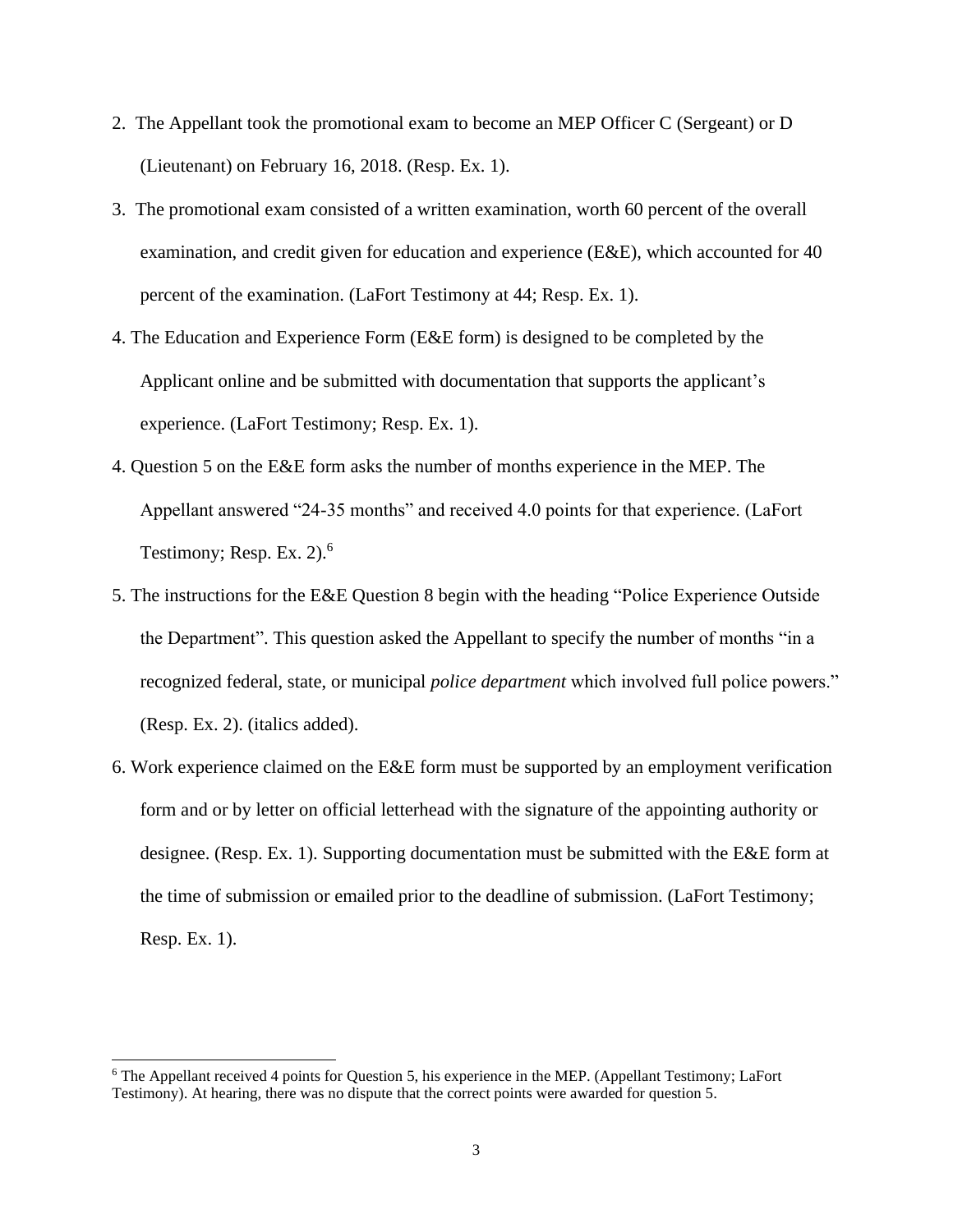2. The Appellant took the promotional exam to become an MEP Officer C (Sergeant) or D (Lieutenant) on February 16, 2018. (Resp. Ex. 1).

3. The promotional exam consisted of a written examination, worth 60 percent of the overall examination, and credit given for education and experience (E&E), which accounted for 40 percent of the examination. (LaFort Testimony at 44; Resp. Ex. 1).

4. The Education and Experience Form (E&E form) is designed to be completed by the Applicant online and be submitted with documentation that supports the applicant's experience. (LaFort Testimony; Resp. Ex. 1).

4. Question 5 on the E&E form asks the number of months experience in the MEP. The Appellant answered "24-35 months" and received 4.0 points for that experience. (LaFort Testimony; Resp. Ex. 2).[6]

5. The instructions for the E&E Question 8 begin with the heading "Police Experience Outside the Department". This question asked the Appellant to specify the number of months "in a recognized federal, state, or municipal *police department* which involved full police powers." (Resp. Ex. 2). (italics added).

6. Work experience claimed on the E&E form must be supported by an employment verification form and or by letter on official letterhead with the signature of the appointing authority or designee. (Resp. Ex. 1). Supporting documentation must be submitted with the E&E form at the time of submission or emailed prior to the deadline of submission. (LaFort Testimony; Resp. Ex. 1).

[6] The Appellant received 4 points for Question 5, his experience in the MEP. (Appellant Testimony; LaFort Testimony). At hearing, there was no dispute that the correct points were awarded for question 5.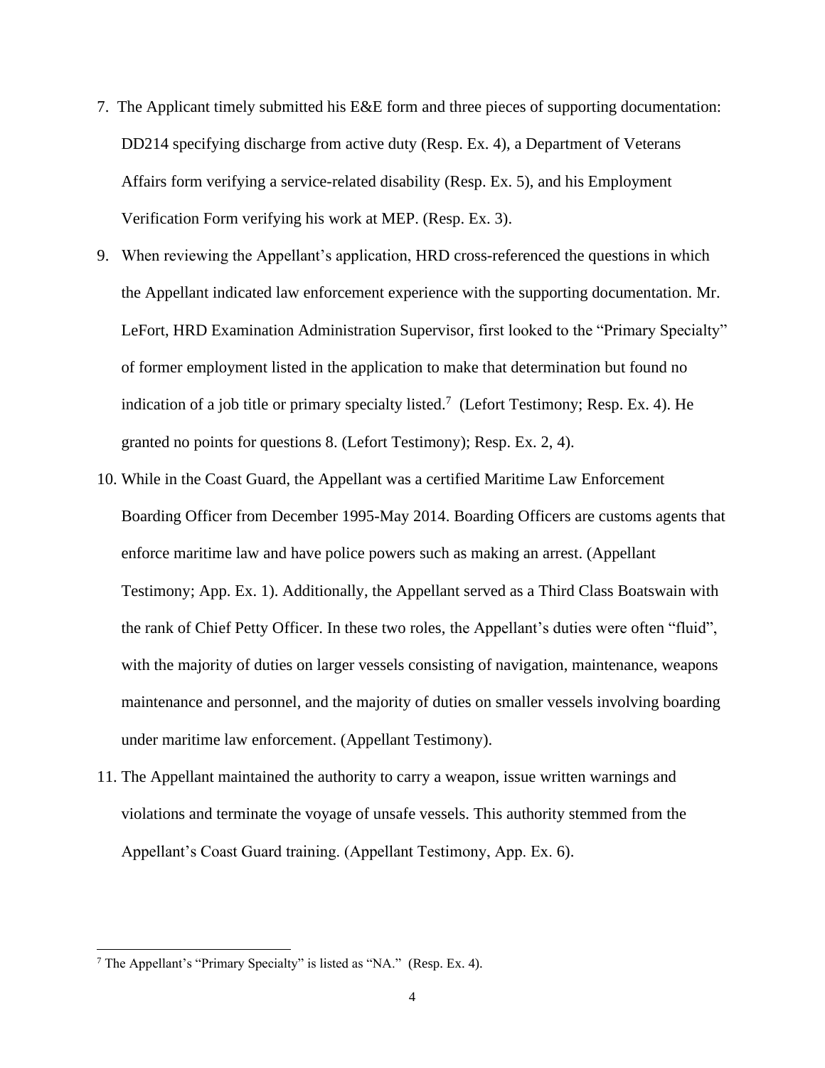7. The Applicant timely submitted his E&E form and three pieces of supporting documentation: DD214 specifying discharge from active duty (Resp. Ex. 4), a Department of Veterans Affairs form verifying a service-related disability (Resp. Ex. 5), and his Employment Verification Form verifying his work at MEP. (Resp. Ex. 3).

9. When reviewing the Appellant's application, HRD cross-referenced the questions in which the Appellant indicated law enforcement experience with the supporting documentation. Mr. LeFort, HRD Examination Administration Supervisor, first looked to the "Primary Specialty" of former employment listed in the application to make that determination but found no indication of a job title or primary specialty listed.[7] (Lefort Testimony; Resp. Ex. 4). He granted no points for questions 8. (Lefort Testimony); Resp. Ex. 2, 4).

10. While in the Coast Guard, the Appellant was a certified Maritime Law Enforcement Boarding Officer from December 1995-May 2014. Boarding Officers are customs agents that enforce maritime law and have police powers such as making an arrest. (Appellant Testimony; App. Ex. 1). Additionally, the Appellant served as a Third Class Boatswain with the rank of Chief Petty Officer. In these two roles, the Appellant's duties were often "fluid", with the majority of duties on larger vessels consisting of navigation, maintenance, weapons maintenance and personnel, and the majority of duties on smaller vessels involving boarding under maritime law enforcement. (Appellant Testimony).

11. The Appellant maintained the authority to carry a weapon, issue written warnings and violations and terminate the voyage of unsafe vessels. This authority stemmed from the Appellant's Coast Guard training. (Appellant Testimony, App. Ex. 6).

---

[7] The Appellant's "Primary Specialty" is listed as "NA." (Resp. Ex. 4).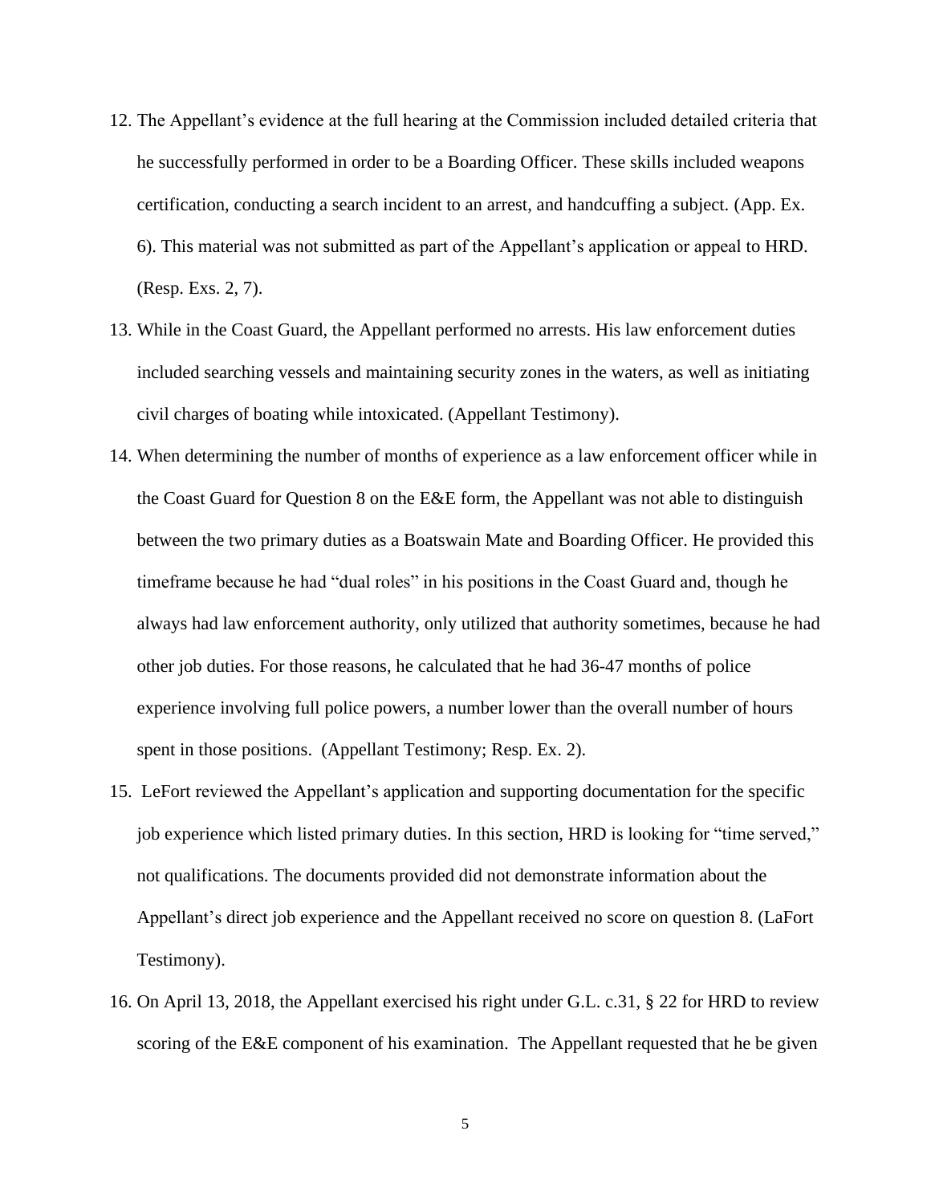12. The Appellant's evidence at the full hearing at the Commission included detailed criteria that he successfully performed in order to be a Boarding Officer. These skills included weapons certification, conducting a search incident to an arrest, and handcuffing a subject. (App. Ex. 6). This material was not submitted as part of the Appellant's application or appeal to HRD. (Resp. Exs. 2, 7).

13. While in the Coast Guard, the Appellant performed no arrests. His law enforcement duties included searching vessels and maintaining security zones in the waters, as well as initiating civil charges of boating while intoxicated. (Appellant Testimony).

14. When determining the number of months of experience as a law enforcement officer while in the Coast Guard for Question 8 on the E&E form, the Appellant was not able to distinguish between the two primary duties as a Boatswain Mate and Boarding Officer. He provided this timeframe because he had "dual roles" in his positions in the Coast Guard and, though he always had law enforcement authority, only utilized that authority sometimes, because he had other job duties. For those reasons, he calculated that he had 36-47 months of police experience involving full police powers, a number lower than the overall number of hours spent in those positions. (Appellant Testimony; Resp. Ex. 2).

15. LeFort reviewed the Appellant's application and supporting documentation for the specific job experience which listed primary duties. In this section, HRD is looking for "time served," not qualifications. The documents provided did not demonstrate information about the Appellant's direct job experience and the Appellant received no score on question 8. (LaFort Testimony).

16. On April 13, 2018, the Appellant exercised his right under G.L. c.31, § 22 for HRD to review scoring of the E&E component of his examination. The Appellant requested that he be given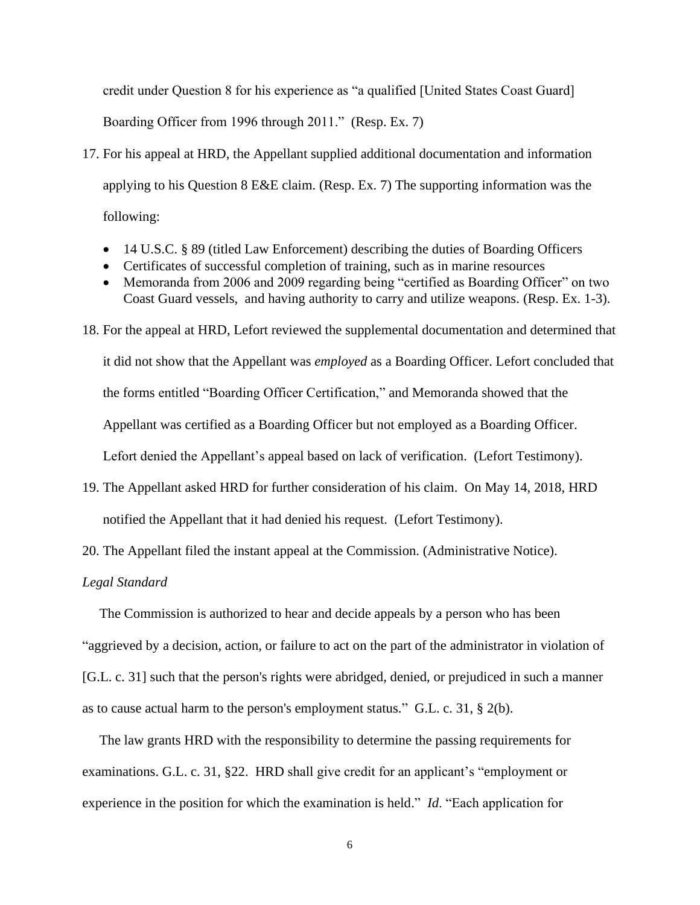credit under Question 8 for his experience as "a qualified [United States Coast Guard] Boarding Officer from 1996 through 2011." (Resp. Ex. 7)

17. For his appeal at HRD, the Appellant supplied additional documentation and information applying to his Question 8 E&E claim. (Resp. Ex. 7) The supporting information was the following:

    - 14 U.S.C. § 89 (titled Law Enforcement) describing the duties of Boarding Officers
    - Certificates of successful completion of training, such as in marine resources
    - Memoranda from 2006 and 2009 regarding being "certified as Boarding Officer" on two Coast Guard vessels, and having authority to carry and utilize weapons. (Resp. Ex. 1-3).

18. For the appeal at HRD, Lefort reviewed the supplemental documentation and determined that it did not show that the Appellant was *employed* as a Boarding Officer. Lefort concluded that the forms entitled "Boarding Officer Certification," and Memoranda showed that the Appellant was certified as a Boarding Officer but not employed as a Boarding Officer. Lefort denied the Appellant's appeal based on lack of verification. (Lefort Testimony).

19. The Appellant asked HRD for further consideration of his claim. On May 14, 2018, HRD notified the Appellant that it had denied his request. (Lefort Testimony).

20. The Appellant filed the instant appeal at the Commission. (Administrative Notice).

*Legal Standard*

The Commission is authorized to hear and decide appeals by a person who has been "aggrieved by a decision, action, or failure to act on the part of the administrator in violation of [G.L. c. 31] such that the person's rights were abridged, denied, or prejudiced in such a manner as to cause actual harm to the person's employment status." G.L. c. 31, § 2(b).

The law grants HRD with the responsibility to determine the passing requirements for examinations. G.L. c. 31, §22. HRD shall give credit for an applicant's "employment or experience in the position for which the examination is held." *Id*. "Each application for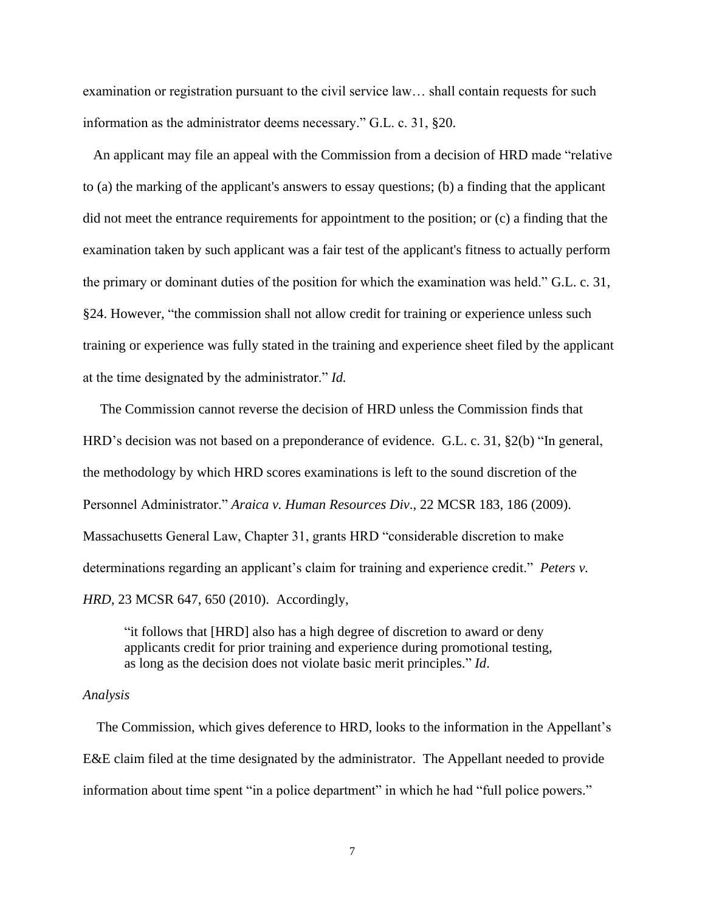examination or registration pursuant to the civil service law… shall contain requests for such information as the administrator deems necessary." G.L. c. 31, §20.

An applicant may file an appeal with the Commission from a decision of HRD made "relative to (a) the marking of the applicant's answers to essay questions; (b) a finding that the applicant did not meet the entrance requirements for appointment to the position; or (c) a finding that the examination taken by such applicant was a fair test of the applicant's fitness to actually perform the primary or dominant duties of the position for which the examination was held." G.L. c. 31, §24. However, "the commission shall not allow credit for training or experience unless such training or experience was fully stated in the training and experience sheet filed by the applicant at the time designated by the administrator." *Id.*

The Commission cannot reverse the decision of HRD unless the Commission finds that HRD's decision was not based on a preponderance of evidence. G.L. c. 31, §2(b) "In general, the methodology by which HRD scores examinations is left to the sound discretion of the Personnel Administrator." *Araica v. Human Resources Div.*, 22 MCSR 183, 186 (2009). Massachusetts General Law, Chapter 31, grants HRD "considerable discretion to make determinations regarding an applicant's claim for training and experience credit." *Peters v. HRD*, 23 MCSR 647, 650 (2010). Accordingly,

> "it follows that [HRD] also has a high degree of discretion to award or deny applicants credit for prior training and experience during promotional testing, as long as the decision does not violate basic merit principles." *Id*.

*Analysis*

The Commission, which gives deference to HRD, looks to the information in the Appellant's E&E claim filed at the time designated by the administrator. The Appellant needed to provide information about time spent "in a police department" in which he had "full police powers."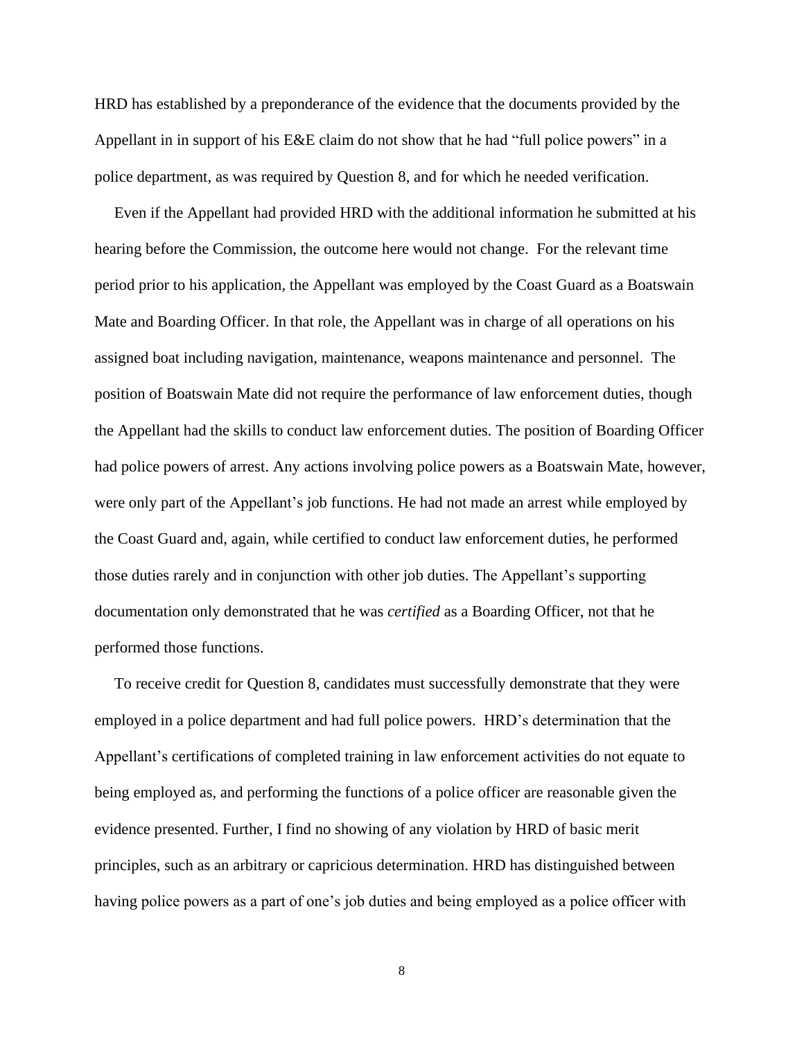HRD has established by a preponderance of the evidence that the documents provided by the Appellant in in support of his E&E claim do not show that he had "full police powers" in a police department, as was required by Question 8, and for which he needed verification.

Even if the Appellant had provided HRD with the additional information he submitted at his hearing before the Commission, the outcome here would not change. For the relevant time period prior to his application, the Appellant was employed by the Coast Guard as a Boatswain Mate and Boarding Officer. In that role, the Appellant was in charge of all operations on his assigned boat including navigation, maintenance, weapons maintenance and personnel. The position of Boatswain Mate did not require the performance of law enforcement duties, though the Appellant had the skills to conduct law enforcement duties. The position of Boarding Officer had police powers of arrest. Any actions involving police powers as a Boatswain Mate, however, were only part of the Appellant's job functions. He had not made an arrest while employed by the Coast Guard and, again, while certified to conduct law enforcement duties, he performed those duties rarely and in conjunction with other job duties. The Appellant's supporting documentation only demonstrated that he was *certified* as a Boarding Officer, not that he performed those functions.

To receive credit for Question 8, candidates must successfully demonstrate that they were employed in a police department and had full police powers. HRD's determination that the Appellant's certifications of completed training in law enforcement activities do not equate to being employed as, and performing the functions of a police officer are reasonable given the evidence presented. Further, I find no showing of any violation by HRD of basic merit principles, such as an arbitrary or capricious determination. HRD has distinguished between having police powers as a part of one's job duties and being employed as a police officer with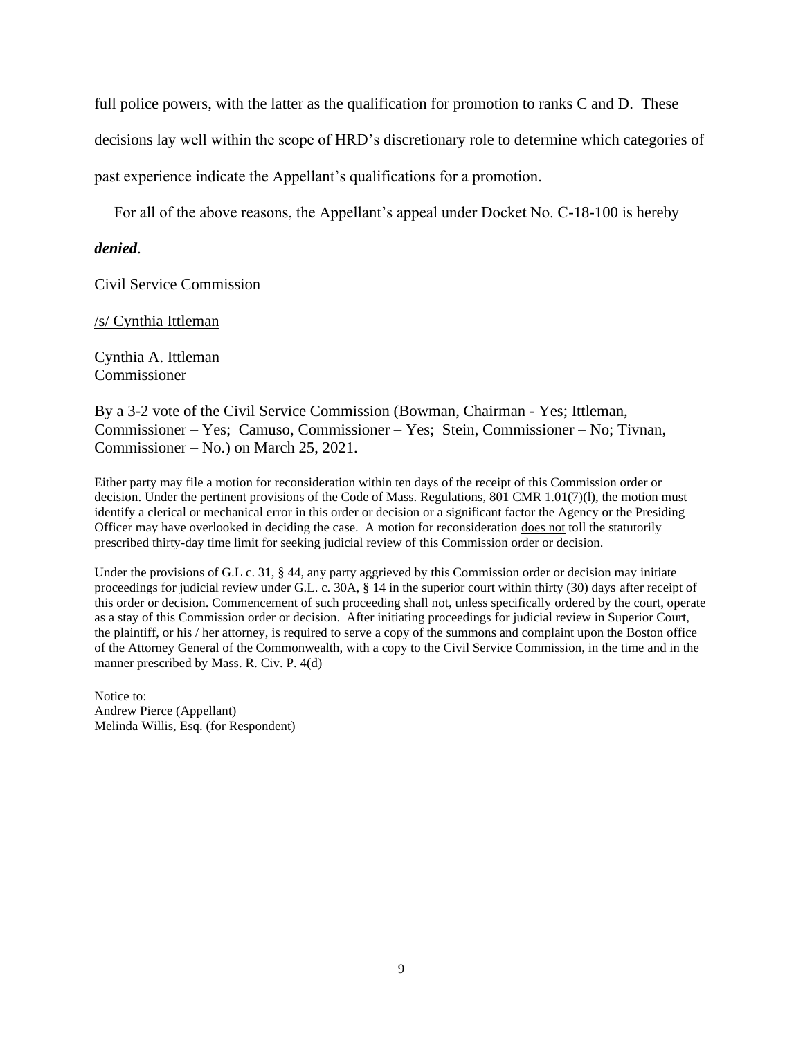full police powers, with the latter as the qualification for promotion to ranks C and D. These decisions lay well within the scope of HRD's discretionary role to determine which categories of past experience indicate the Appellant's qualifications for a promotion.

For all of the above reasons, the Appellant's appeal under Docket No. C-18-100 is hereby ***denied***.

Civil Service Commission

/s/ Cynthia Ittleman

Cynthia A. Ittleman
Commissioner

By a 3-2 vote of the Civil Service Commission (Bowman, Chairman - Yes; Ittleman, Commissioner – Yes; Camuso, Commissioner – Yes; Stein, Commissioner – No; Tivnan, Commissioner – No.) on March 25, 2021.

Either party may file a motion for reconsideration within ten days of the receipt of this Commission order or decision. Under the pertinent provisions of the Code of Mass. Regulations, 801 CMR 1.01(7)(l), the motion must identify a clerical or mechanical error in this order or decision or a significant factor the Agency or the Presiding Officer may have overlooked in deciding the case. A motion for reconsideration does not toll the statutorily prescribed thirty-day time limit for seeking judicial review of this Commission order or decision.

Under the provisions of G.L c. 31, § 44, any party aggrieved by this Commission order or decision may initiate proceedings for judicial review under G.L. c. 30A, § 14 in the superior court within thirty (30) days after receipt of this order or decision. Commencement of such proceeding shall not, unless specifically ordered by the court, operate as a stay of this Commission order or decision. After initiating proceedings for judicial review in Superior Court, the plaintiff, or his / her attorney, is required to serve a copy of the summons and complaint upon the Boston office of the Attorney General of the Commonwealth, with a copy to the Civil Service Commission, in the time and in the manner prescribed by Mass. R. Civ. P. 4(d)

Notice to:
Andrew Pierce (Appellant)
Melinda Willis, Esq. (for Respondent)